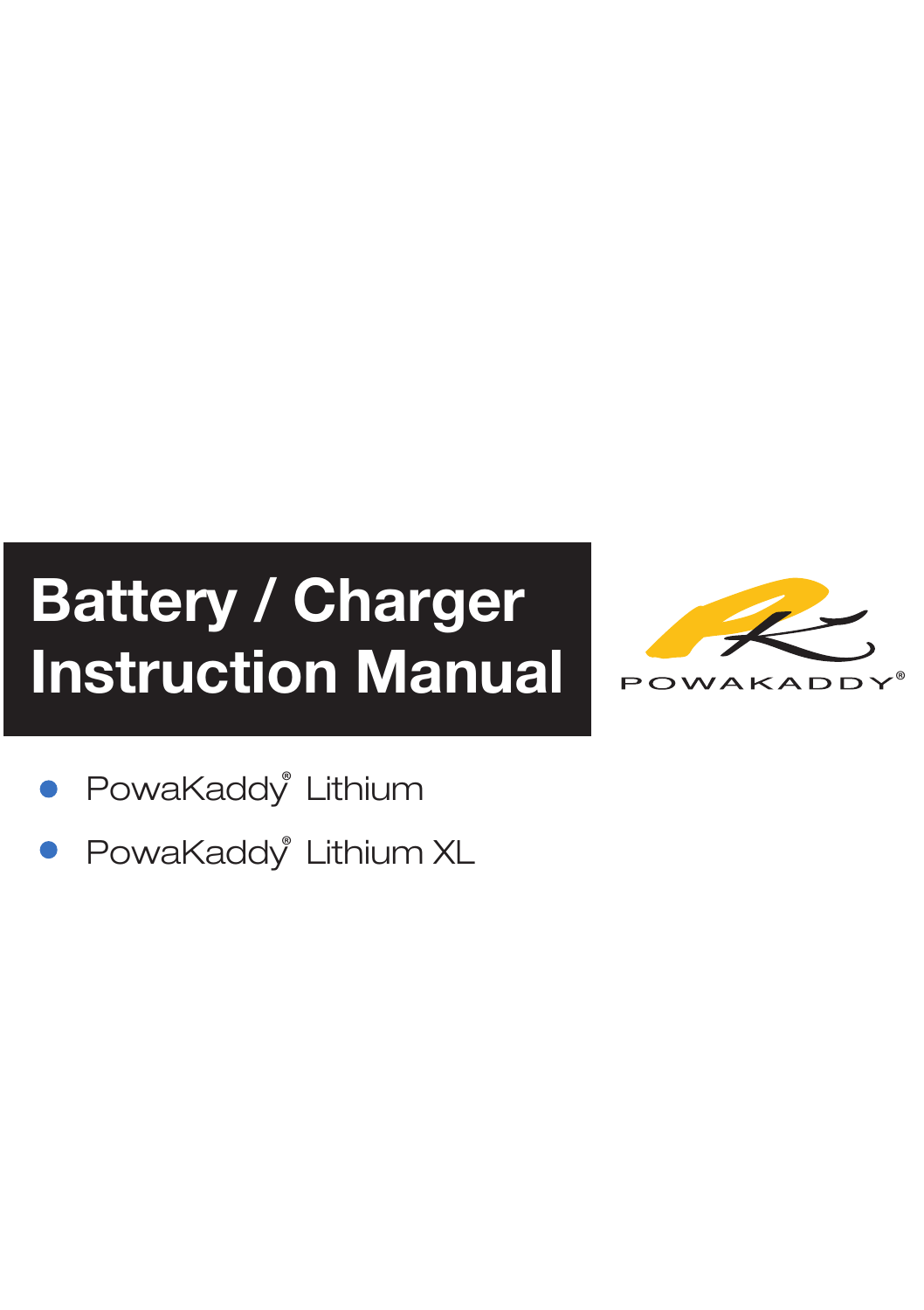# Battery / Charger Instruction Manual

POWAKADDY®

- PowaKaddy® Lithium
- PowaKaddy® Lithium XL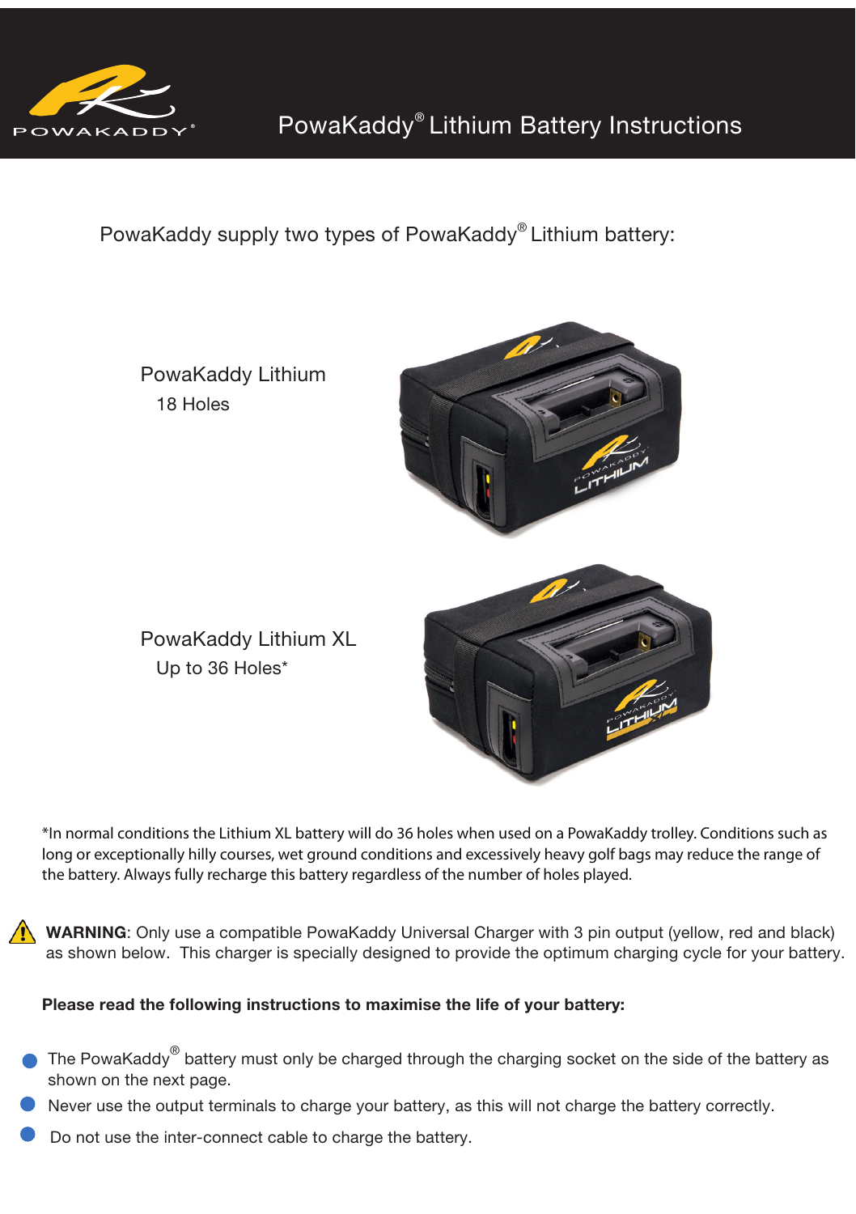# PowaKaddy® Lithium Battery Instructions

PowaKaddy supply two types of PowaKaddy® Lithium battery:

PowaKaddy Lithium
18 Holes

PowaKaddy Lithium XL
Up to 36 Holes*

*In normal conditions the Lithium XL battery will do 36 holes when used on a PowaKaddy trolley. Conditions such as long or exceptionally hilly courses, wet ground conditions and excessively heavy golf bags may reduce the range of the battery. Always fully recharge this battery regardless of the number of holes played.

⚠ **WARNING**: Only use a compatible PowaKaddy Universal Charger with 3 pin output (yellow, red and black) as shown below. This charger is specially designed to provide the optimum charging cycle for your battery.

**Please read the following instructions to maximise the life of your battery:**

- The PowaKaddy® battery must only be charged through the charging socket on the side of the battery as shown on the next page.
- Never use the output terminals to charge your battery, as this will not charge the battery correctly.
- Do not use the inter-connect cable to charge the battery.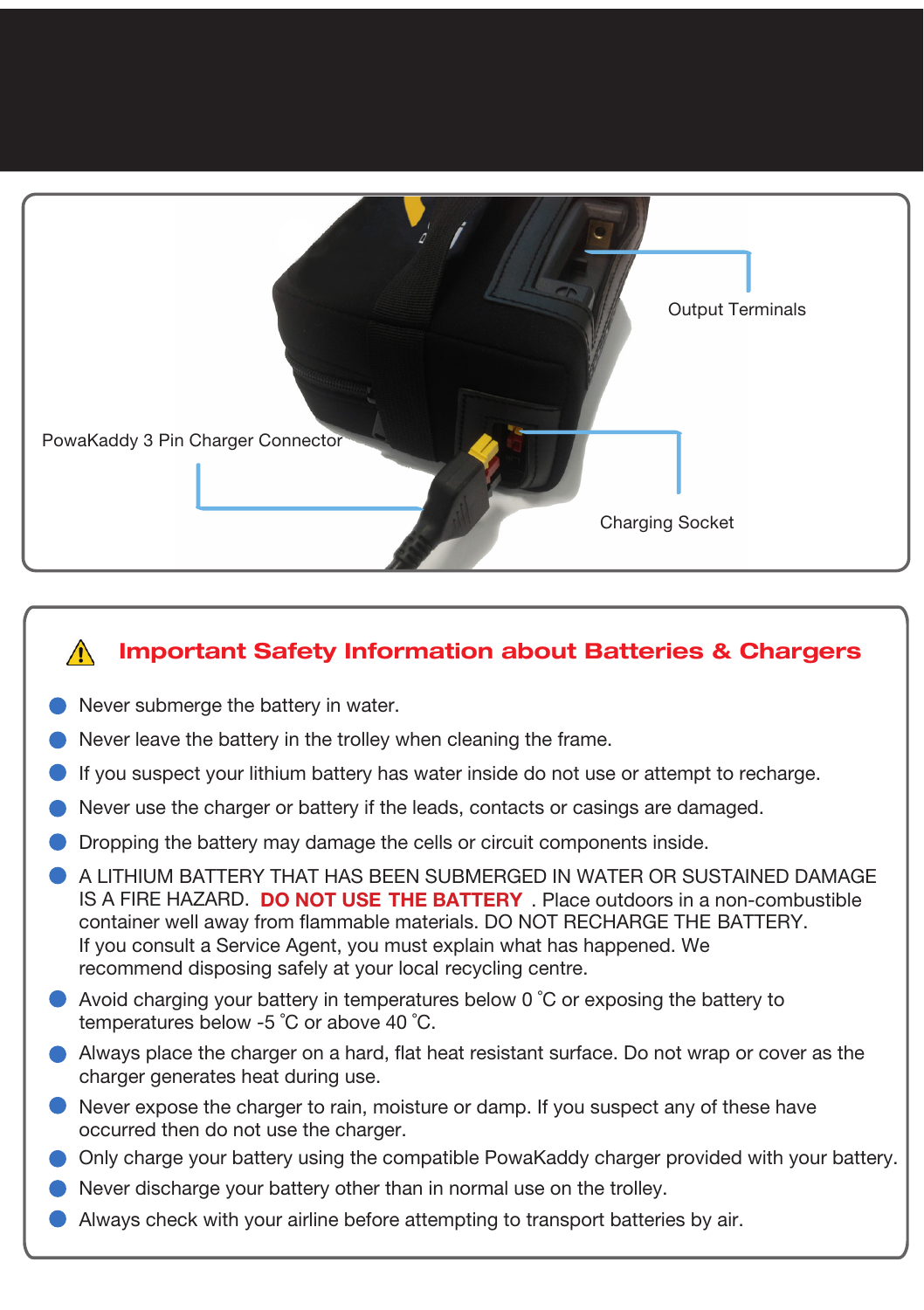Output Terminals

PowaKaddy 3 Pin Charger Connector

Charging Socket

## ⚠ Important Safety Information about Batteries & Chargers

- Never submerge the battery in water.
- Never leave the battery in the trolley when cleaning the frame.
- If you suspect your lithium battery has water inside do not use or attempt to recharge.
- Never use the charger or battery if the leads, contacts or casings are damaged.
- Dropping the battery may damage the cells or circuit components inside.
- A LITHIUM BATTERY THAT HAS BEEN SUBMERGED IN WATER OR SUSTAINED DAMAGE IS A FIRE HAZARD. **DO NOT USE THE BATTERY** . Place outdoors in a non-combustible container well away from flammable materials. DO NOT RECHARGE THE BATTERY. If you consult a Service Agent, you must explain what has happened. We recommend disposing safely at your local recycling centre.
- Avoid charging your battery in temperatures below 0 °C or exposing the battery to temperatures below -5 °C or above 40 °C.
- Always place the charger on a hard, flat heat resistant surface. Do not wrap or cover as the charger generates heat during use.
- Never expose the charger to rain, moisture or damp. If you suspect any of these have occurred then do not use the charger.
- Only charge your battery using the compatible PowaKaddy charger provided with your battery.
- Never discharge your battery other than in normal use on the trolley.
- Always check with your airline before attempting to transport batteries by air.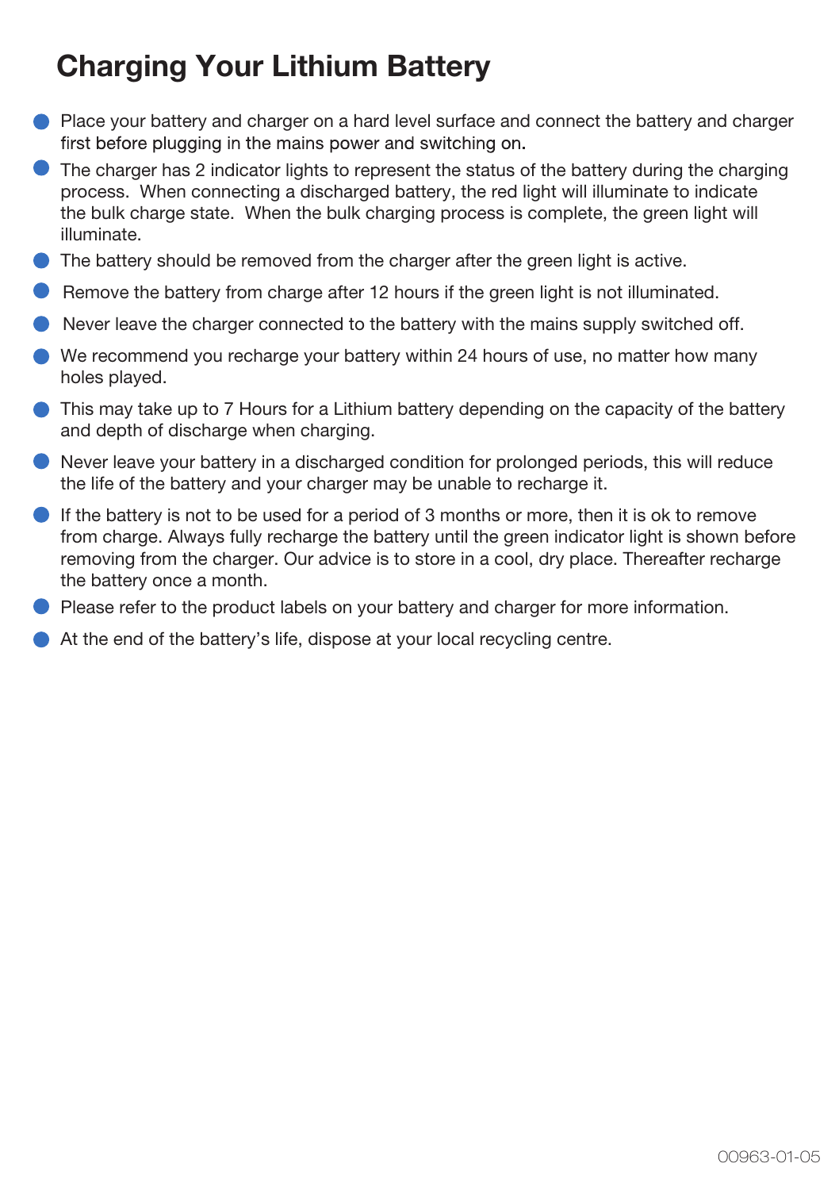# Charging Your Lithium Battery

- Place your battery and charger on a hard level surface and connect the battery and charger first before plugging in the mains power and switching on.
- The charger has 2 indicator lights to represent the status of the battery during the charging process. When connecting a discharged battery, the red light will illuminate to indicate the bulk charge state. When the bulk charging process is complete, the green light will illuminate.
- The battery should be removed from the charger after the green light is active.
- Remove the battery from charge after 12 hours if the green light is not illuminated.
- Never leave the charger connected to the battery with the mains supply switched off.
- We recommend you recharge your battery within 24 hours of use, no matter how many holes played.
- This may take up to 7 Hours for a Lithium battery depending on the capacity of the battery and depth of discharge when charging.
- Never leave your battery in a discharged condition for prolonged periods, this will reduce the life of the battery and your charger may be unable to recharge it.
- If the battery is not to be used for a period of 3 months or more, then it is ok to remove from charge. Always fully recharge the battery until the green indicator light is shown before removing from the charger. Our advice is to store in a cool, dry place. Thereafter recharge the battery once a month.
- Please refer to the product labels on your battery and charger for more information.
- At the end of the battery's life, dispose at your local recycling centre.

00963-01-05